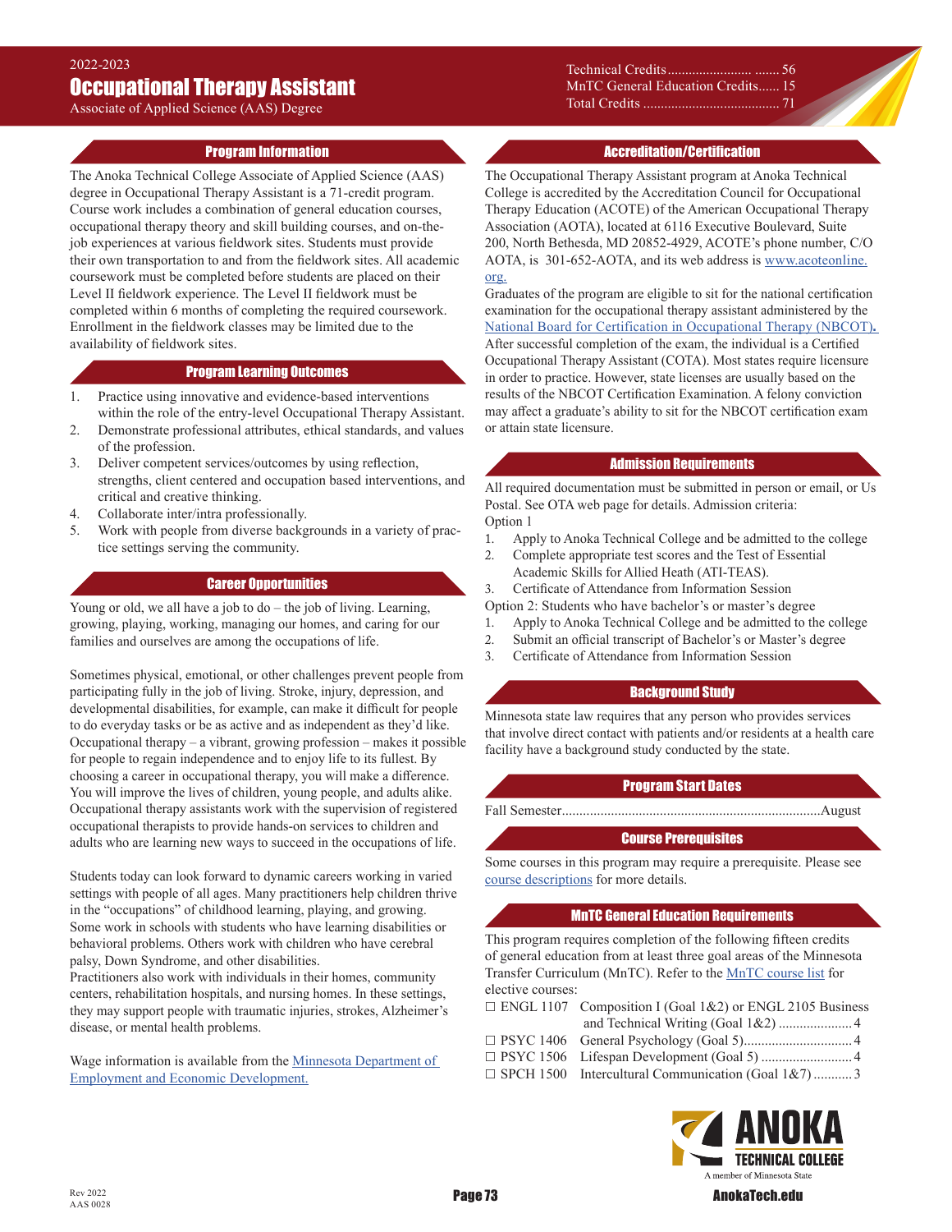2022-2023

# Occupational Therapy Assistant

Associate of Applied Science (AAS) Degree

Technical Credits........................ ....... 56
MnTC General Education Credits...... 15
Total Credits ....................................... 71

## Program Information

The Anoka Technical College Associate of Applied Science (AAS) degree in Occupational Therapy Assistant is a 71-credit program. Course work includes a combination of general education courses, occupational therapy theory and skill building courses, and on-the-job experiences at various fieldwork sites. Students must provide their own transportation to and from the fieldwork sites. All academic coursework must be completed before students are placed on their Level II fieldwork experience. The Level II fieldwork must be completed within 6 months of completing the required coursework. Enrollment in the fieldwork classes may be limited due to the availability of fieldwork sites.

## Program Learning Outcomes

1. Practice using innovative and evidence-based interventions within the role of the entry-level Occupational Therapy Assistant.
2. Demonstrate professional attributes, ethical standards, and values of the profession.
3. Deliver competent services/outcomes by using reflection, strengths, client centered and occupation based interventions, and critical and creative thinking.
4. Collaborate inter/intra professionally.
5. Work with people from diverse backgrounds in a variety of practice settings serving the community.

## Career Opportunities

Young or old, we all have a job to do – the job of living. Learning, growing, playing, working, managing our homes, and caring for our families and ourselves are among the occupations of life.

Sometimes physical, emotional, or other challenges prevent people from participating fully in the job of living. Stroke, injury, depression, and developmental disabilities, for example, can make it difficult for people to do everyday tasks or be as active and as independent as they'd like. Occupational therapy – a vibrant, growing profession – makes it possible for people to regain independence and to enjoy life to its fullest. By choosing a career in occupational therapy, you will make a difference. You will improve the lives of children, young people, and adults alike. Occupational therapy assistants work with the supervision of registered occupational therapists to provide hands-on services to children and adults who are learning new ways to succeed in the occupations of life.

Students today can look forward to dynamic careers working in varied settings with people of all ages. Many practitioners help children thrive in the "occupations" of childhood learning, playing, and growing. Some work in schools with students who have learning disabilities or behavioral problems. Others work with children who have cerebral palsy, Down Syndrome, and other disabilities.
Practitioners also work with individuals in their homes, community centers, rehabilitation hospitals, and nursing homes. In these settings, they may support people with traumatic injuries, strokes, Alzheimer's disease, or mental health problems.

Wage information is available from the Minnesota Department of Employment and Economic Development.

## Accreditation/Certification

The Occupational Therapy Assistant program at Anoka Technical College is accredited by the Accreditation Council for Occupational Therapy Education (ACOTE) of the American Occupational Therapy Association (AOTA), located at 6116 Executive Boulevard, Suite 200, North Bethesda, MD 20852-4929, ACOTE's phone number, C/O AOTA, is 301-652-AOTA, and its web address is www.acoteonline.org.
Graduates of the program are eligible to sit for the national certification examination for the occupational therapy assistant administered by the National Board for Certification in Occupational Therapy (NBCOT). After successful completion of the exam, the individual is a Certified Occupational Therapy Assistant (COTA). Most states require licensure in order to practice. However, state licenses are usually based on the results of the NBCOT Certification Examination. A felony conviction may affect a graduate's ability to sit for the NBCOT certification exam or attain state licensure.

## Admission Requirements

All required documentation must be submitted in person or email, or Us Postal. See OTA web page for details. Admission criteria:

Option 1

1. Apply to Anoka Technical College and be admitted to the college
2. Complete appropriate test scores and the Test of Essential Academic Skills for Allied Heath (ATI-TEAS).
3. Certificate of Attendance from Information Session

Option 2: Students who have bachelor's or master's degree

1. Apply to Anoka Technical College and be admitted to the college
2. Submit an official transcript of Bachelor's or Master's degree
3. Certificate of Attendance from Information Session

## Background Study

Minnesota state law requires that any person who provides services that involve direct contact with patients and/or residents at a health care facility have a background study conducted by the state.

## Program Start Dates

Fall Semester..........................................................................August

## Course Prerequisites

Some courses in this program may require a prerequisite. Please see course descriptions for more details.

## MnTC General Education Requirements

This program requires completion of the following fifteen credits of general education from at least three goal areas of the Minnesota Transfer Curriculum (MnTC). Refer to the MnTC course list for elective courses:

☐ ENGL 1107 Composition I (Goal 1&2) or ENGL 2105 Business and Technical Writing (Goal 1&2) ..................... 4
☐ PSYC 1406 General Psychology (Goal 5)............................... 4
☐ PSYC 1506 Lifespan Development (Goal 5) .......................... 4
☐ SPCH 1500 Intercultural Communication (Goal 1&7) ........... 3

Rev 2022
AAS 0028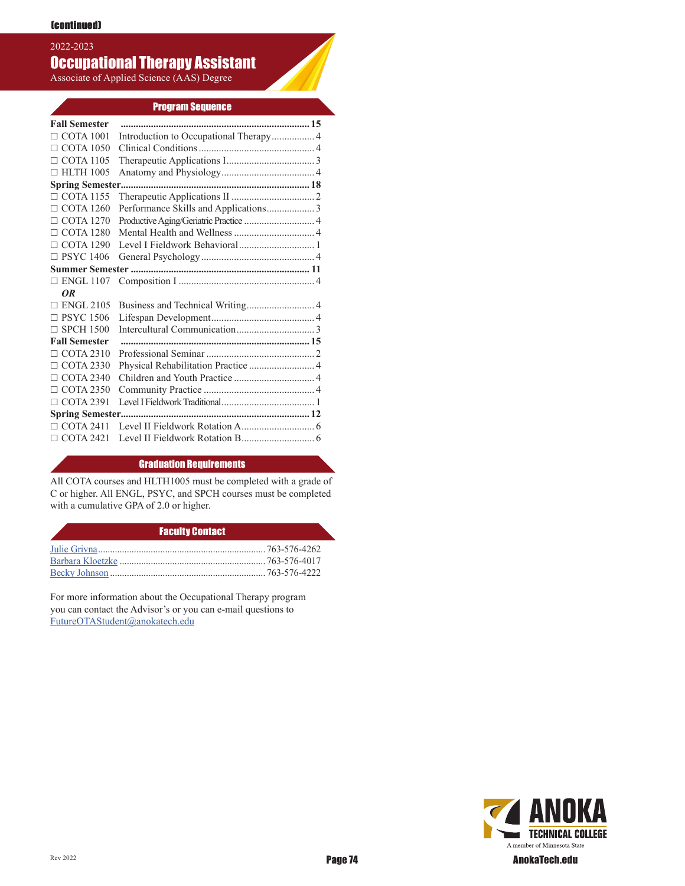(continued)

2022-2023

# Occupational Therapy Assistant

Associate of Applied Science (AAS) Degree

## Program Sequence

| | | |
|---|---|---|
| **Fall Semester** | | **15** |
| ☐ COTA 1001 | Introduction to Occupational Therapy | 4 |
| ☐ COTA 1050 | Clinical Conditions | 4 |
| ☐ COTA 1105 | Therapeutic Applications I | 3 |
| ☐ HLTH 1005 | Anatomy and Physiology | 4 |
| **Spring Semester** | | **18** |
| ☐ COTA 1155 | Therapeutic Applications II | 2 |
| ☐ COTA 1260 | Performance Skills and Applications | 3 |
| ☐ COTA 1270 | Productive Aging/Geriatric Practice | 4 |
| ☐ COTA 1280 | Mental Health and Wellness | 4 |
| ☐ COTA 1290 | Level I Fieldwork Behavioral | 1 |
| ☐ PSYC 1406 | General Psychology | 4 |
| **Summer Semester** | | **11** |
| ☐ ENGL 1107 | Composition I | 4 |
| ***OR*** | | |
| ☐ ENGL 2105 | Business and Technical Writing | 4 |
| ☐ PSYC 1506 | Lifespan Development | 4 |
| ☐ SPCH 1500 | Intercultural Communication | 3 |
| **Fall Semester** | | **15** |
| ☐ COTA 2310 | Professional Seminar | 2 |
| ☐ COTA 2330 | Physical Rehabilitation Practice | 4 |
| ☐ COTA 2340 | Children and Youth Practice | 4 |
| ☐ COTA 2350 | Community Practice | 4 |
| ☐ COTA 2391 | Level I Fieldwork Traditional | 1 |
| **Spring Semester** | | **12** |
| ☐ COTA 2411 | Level II Fieldwork Rotation A | 6 |
| ☐ COTA 2421 | Level II Fieldwork Rotation B | 6 |

## Graduation Requirements

All COTA courses and HLTH1005 must be completed with a grade of C or higher. All ENGL, PSYC, and SPCH courses must be completed with a cumulative GPA of 2.0 or higher.

## Faculty Contact

| | |
|---|---|
| Julie Grivna | 763-576-4262 |
| Barbara Kloetzke | 763-576-4017 |
| Becky Johnson | 763-576-4222 |

For more information about the Occupational Therapy program you can contact the Advisor's or you can e-mail questions to FutureOTAStudent@anokatech.edu

Rev 2022

ANOKA TECHNICAL COLLEGE
A member of Minnesota State
AnokaTech.edu